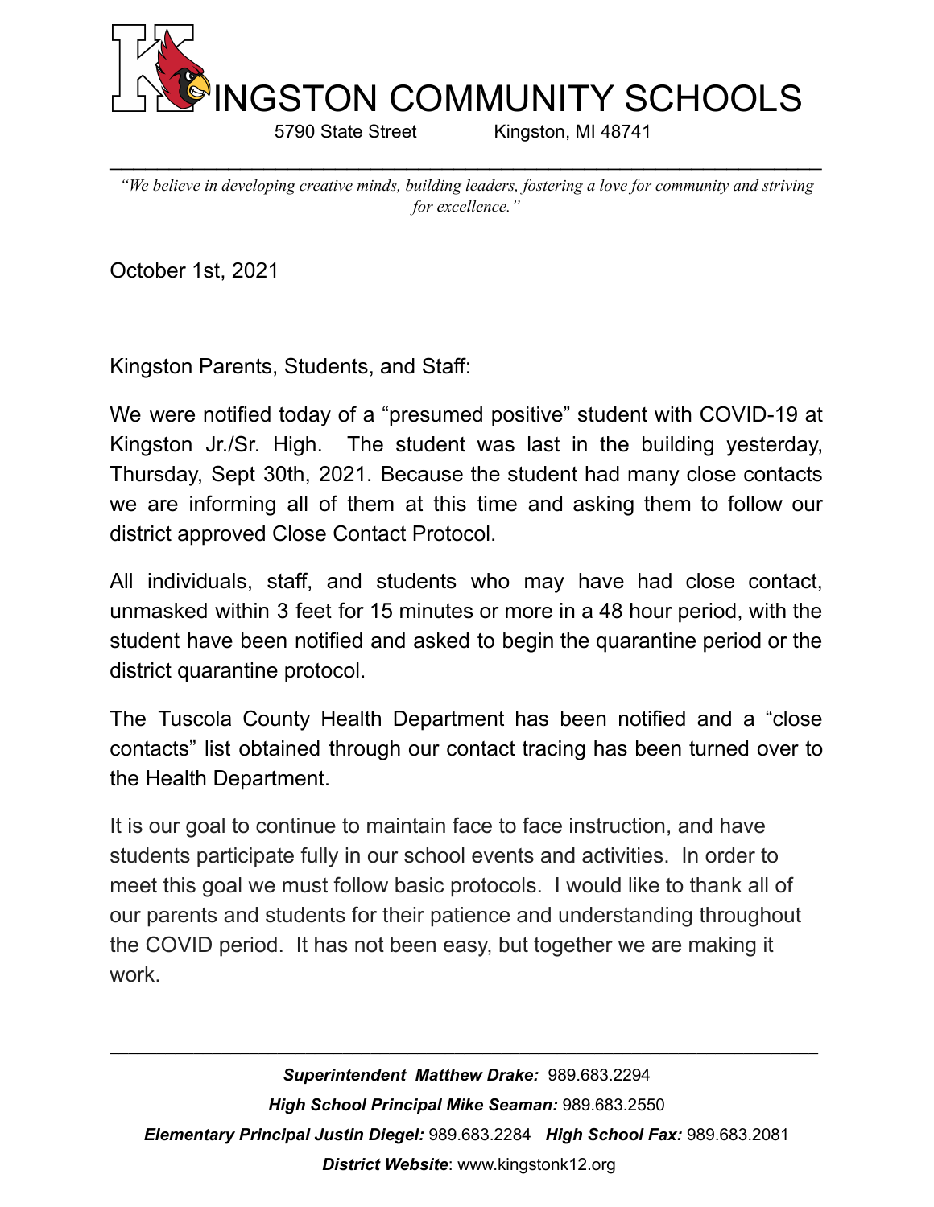# KINGSTON COMMUNITY SCHOOLS

5790 State Street Kingston, MI 48741

*"We believe in developing creative minds, building leaders, fostering a love for community and striving for excellence."*

October 1st, 2021

Kingston Parents, Students, and Staff:

We were notified today of a "presumed positive" student with COVID-19 at Kingston Jr./Sr. High. The student was last in the building yesterday, Thursday, Sept 30th, 2021. Because the student had many close contacts we are informing all of them at this time and asking them to follow our district approved Close Contact Protocol.

All individuals, staff, and students who may have had close contact, unmasked within 3 feet for 15 minutes or more in a 48 hour period, with the student have been notified and asked to begin the quarantine period or the district quarantine protocol.

The Tuscola County Health Department has been notified and a "close contacts" list obtained through our contact tracing has been turned over to the Health Department.

It is our goal to continue to maintain face to face instruction, and have students participate fully in our school events and activities. In order to meet this goal we must follow basic protocols. I would like to thank all of our parents and students for their patience and understanding throughout the COVID period. It has not been easy, but together we are making it work.

***Superintendent Matthew Drake:*** 989.683.2294

***High School Principal Mike Seaman:*** 989.683.2550

***Elementary Principal Justin Diegel:*** 989.683.2284 ***High School Fax:*** 989.683.2081

***District Website***: www.kingstonk12.org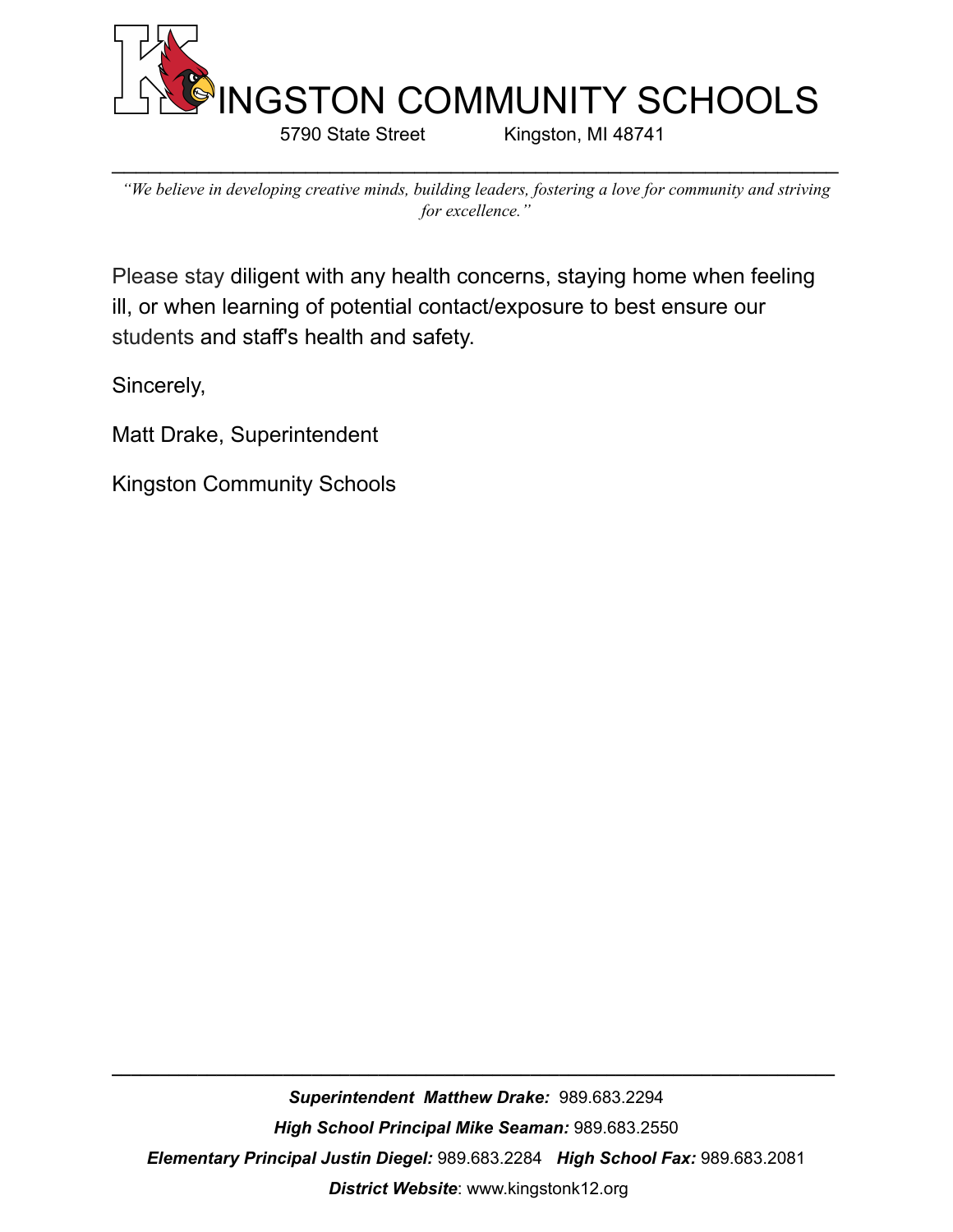# KINGSTON COMMUNITY SCHOOLS

5790 State Street Kingston, MI 48741

*"We believe in developing creative minds, building leaders, fostering a love for community and striving for excellence."*

Please stay diligent with any health concerns, staying home when feeling ill, or when learning of potential contact/exposure to best ensure our students and staff's health and safety.

Sincerely,

Matt Drake, Superintendent

Kingston Community Schools

***Superintendent Matthew Drake:*** 989.683.2294

***High School Principal Mike Seaman:*** 989.683.2550

***Elementary Principal Justin Diegel:*** 989.683.2284 ***High School Fax:*** 989.683.2081

***District Website***: www.kingstonk12.org